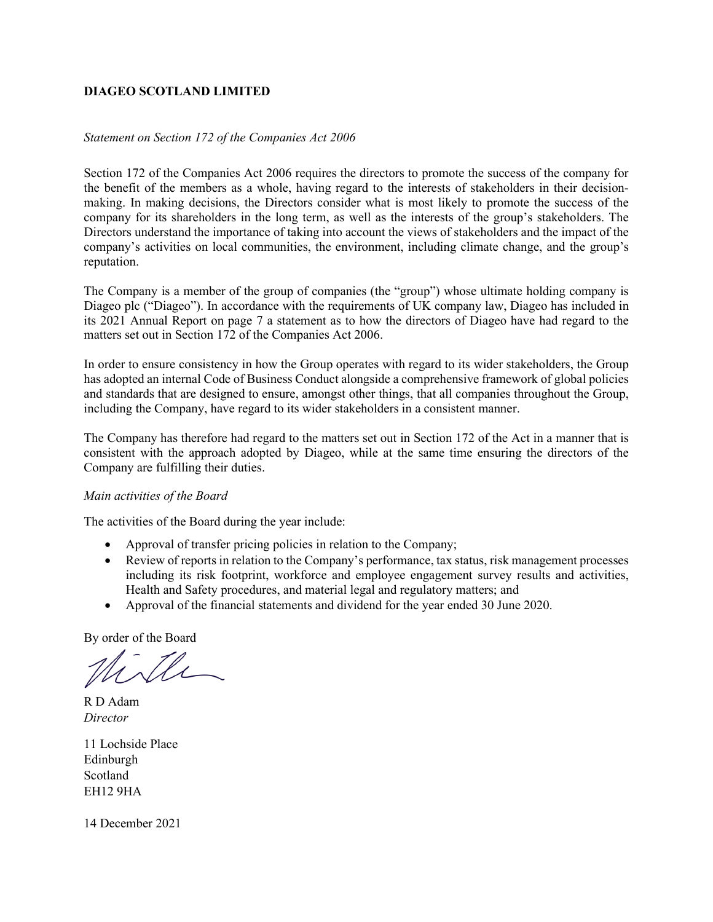**DIAGEO SCOTLAND LIMITED**

*Statement on Section 172 of the Companies Act 2006*

Section 172 of the Companies Act 2006 requires the directors to promote the success of the company for the benefit of the members as a whole, having regard to the interests of stakeholders in their decision-making. In making decisions, the Directors consider what is most likely to promote the success of the company for its shareholders in the long term, as well as the interests of the group's stakeholders. The Directors understand the importance of taking into account the views of stakeholders and the impact of the company's activities on local communities, the environment, including climate change, and the group's reputation.

The Company is a member of the group of companies (the "group") whose ultimate holding company is Diageo plc ("Diageo"). In accordance with the requirements of UK company law, Diageo has included in its 2021 Annual Report on page 7 a statement as to how the directors of Diageo have had regard to the matters set out in Section 172 of the Companies Act 2006.

In order to ensure consistency in how the Group operates with regard to its wider stakeholders, the Group has adopted an internal Code of Business Conduct alongside a comprehensive framework of global policies and standards that are designed to ensure, amongst other things, that all companies throughout the Group, including the Company, have regard to its wider stakeholders in a consistent manner.

The Company has therefore had regard to the matters set out in Section 172 of the Act in a manner that is consistent with the approach adopted by Diageo, while at the same time ensuring the directors of the Company are fulfilling their duties.

*Main activities of the Board*

The activities of the Board during the year include:

- Approval of transfer pricing policies in relation to the Company;
- Review of reports in relation to the Company's performance, tax status, risk management processes including its risk footprint, workforce and employee engagement survey results and activities, Health and Safety procedures, and material legal and regulatory matters; and
- Approval of the financial statements and dividend for the year ended 30 June 2020.

By order of the Board

R D Adam
*Director*

11 Lochside Place
Edinburgh
Scotland
EH12 9HA

14 December 2021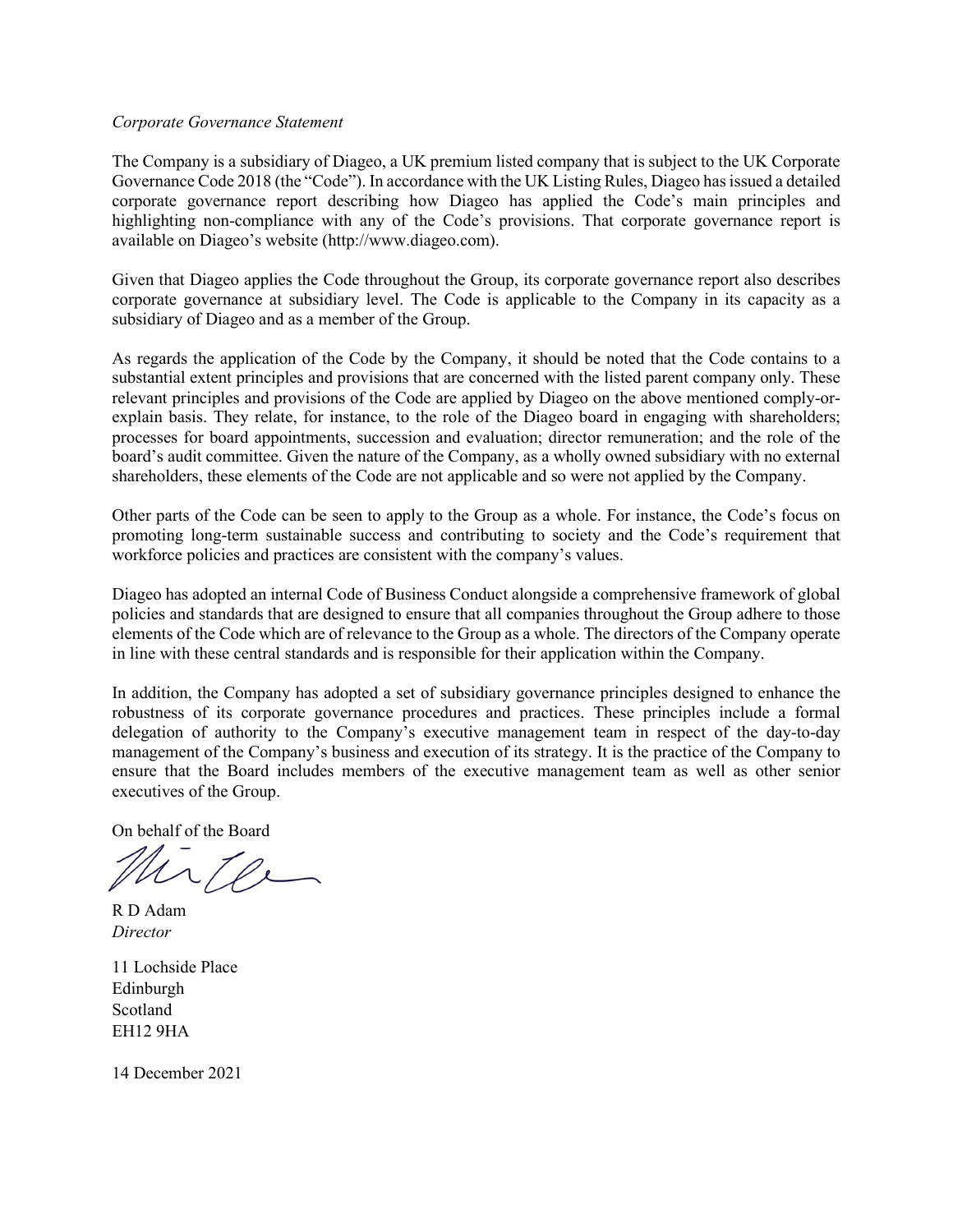*Corporate Governance Statement*

The Company is a subsidiary of Diageo, a UK premium listed company that is subject to the UK Corporate Governance Code 2018 (the "Code"). In accordance with the UK Listing Rules, Diageo has issued a detailed corporate governance report describing how Diageo has applied the Code's main principles and highlighting non-compliance with any of the Code's provisions. That corporate governance report is available on Diageo's website (http://www.diageo.com).

Given that Diageo applies the Code throughout the Group, its corporate governance report also describes corporate governance at subsidiary level. The Code is applicable to the Company in its capacity as a subsidiary of Diageo and as a member of the Group.

As regards the application of the Code by the Company, it should be noted that the Code contains to a substantial extent principles and provisions that are concerned with the listed parent company only. These relevant principles and provisions of the Code are applied by Diageo on the above mentioned comply-or-explain basis. They relate, for instance, to the role of the Diageo board in engaging with shareholders; processes for board appointments, succession and evaluation; director remuneration; and the role of the board's audit committee. Given the nature of the Company, as a wholly owned subsidiary with no external shareholders, these elements of the Code are not applicable and so were not applied by the Company.

Other parts of the Code can be seen to apply to the Group as a whole. For instance, the Code's focus on promoting long-term sustainable success and contributing to society and the Code's requirement that workforce policies and practices are consistent with the company's values.

Diageo has adopted an internal Code of Business Conduct alongside a comprehensive framework of global policies and standards that are designed to ensure that all companies throughout the Group adhere to those elements of the Code which are of relevance to the Group as a whole. The directors of the Company operate in line with these central standards and is responsible for their application within the Company.

In addition, the Company has adopted a set of subsidiary governance principles designed to enhance the robustness of its corporate governance procedures and practices. These principles include a formal delegation of authority to the Company's executive management team in respect of the day-to-day management of the Company's business and execution of its strategy. It is the practice of the Company to ensure that the Board includes members of the executive management team as well as other senior executives of the Group.

On behalf of the Board

R D Adam
*Director*

11 Lochside Place
Edinburgh
Scotland
EH12 9HA

14 December 2021